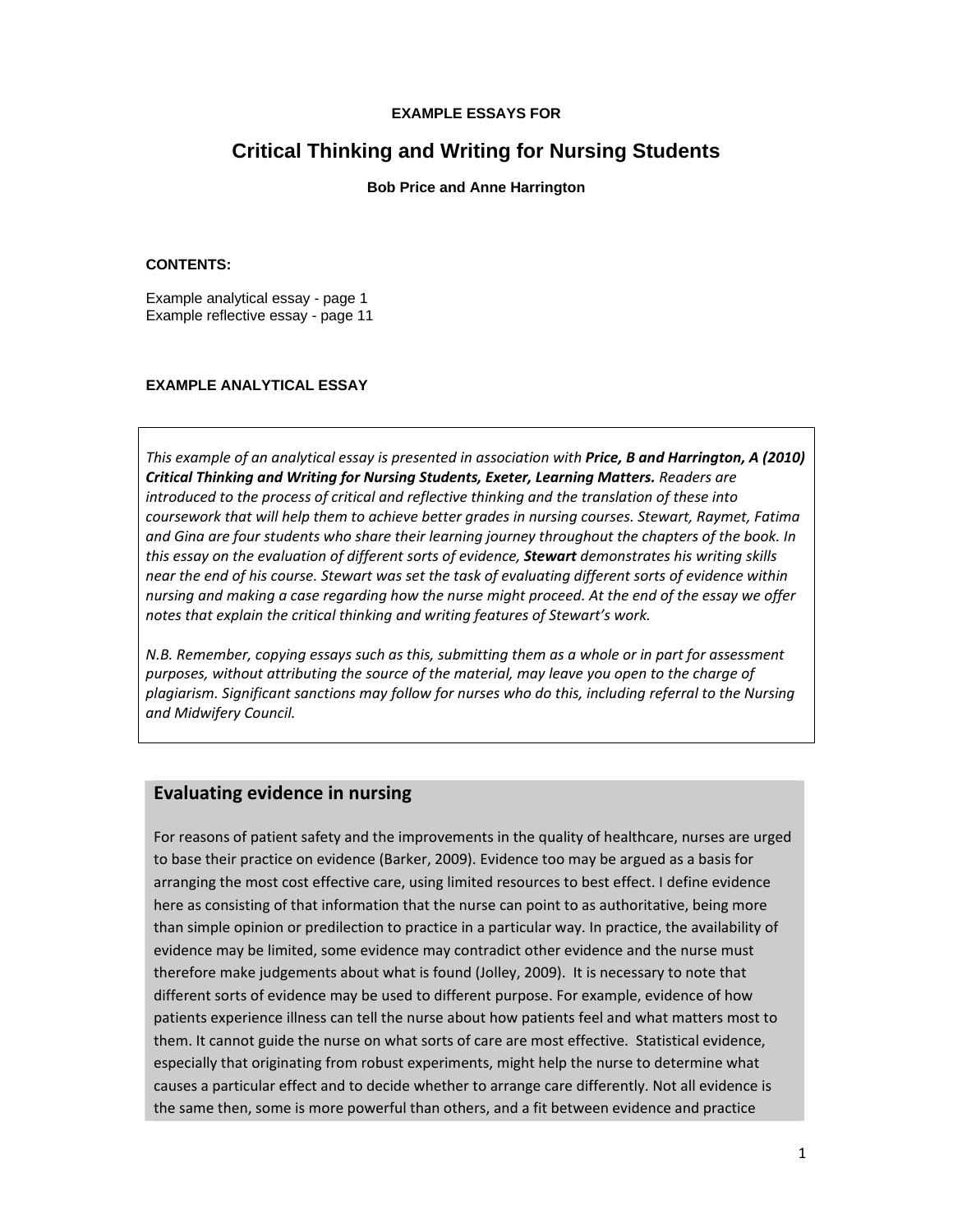**EXAMPLE ESSAYS FOR**

# Critical Thinking and Writing for Nursing Students

**Bob Price and Anne Harrington**

**CONTENTS:**

Example analytical essay - page 1
Example reflective essay - page 11

**EXAMPLE ANALYTICAL ESSAY**

*This example of an analytical essay is presented in association with **Price, B and Harrington, A (2010) Critical Thinking and Writing for Nursing Students, Exeter, Learning Matters.** Readers are introduced to the process of critical and reflective thinking and the translation of these into coursework that will help them to achieve better grades in nursing courses. Stewart, Raymet, Fatima and Gina are four students who share their learning journey throughout the chapters of the book. In this essay on the evaluation of different sorts of evidence, **Stewart** demonstrates his writing skills near the end of his course. Stewart was set the task of evaluating different sorts of evidence within nursing and making a case regarding how the nurse might proceed. At the end of the essay we offer notes that explain the critical thinking and writing features of Stewart's work.*

*N.B. Remember, copying essays such as this, submitting them as a whole or in part for assessment purposes, without attributing the source of the material, may leave you open to the charge of plagiarism. Significant sanctions may follow for nurses who do this, including referral to the Nursing and Midwifery Council.*

## Evaluating evidence in nursing

For reasons of patient safety and the improvements in the quality of healthcare, nurses are urged to base their practice on evidence (Barker, 2009). Evidence too may be argued as a basis for arranging the most cost effective care, using limited resources to best effect. I define evidence here as consisting of that information that the nurse can point to as authoritative, being more than simple opinion or predilection to practice in a particular way. In practice, the availability of evidence may be limited, some evidence may contradict other evidence and the nurse must therefore make judgements about what is found (Jolley, 2009). It is necessary to note that different sorts of evidence may be used to different purpose. For example, evidence of how patients experience illness can tell the nurse about how patients feel and what matters most to them. It cannot guide the nurse on what sorts of care are most effective. Statistical evidence, especially that originating from robust experiments, might help the nurse to determine what causes a particular effect and to decide whether to arrange care differently. Not all evidence is the same then, some is more powerful than others, and a fit between evidence and practice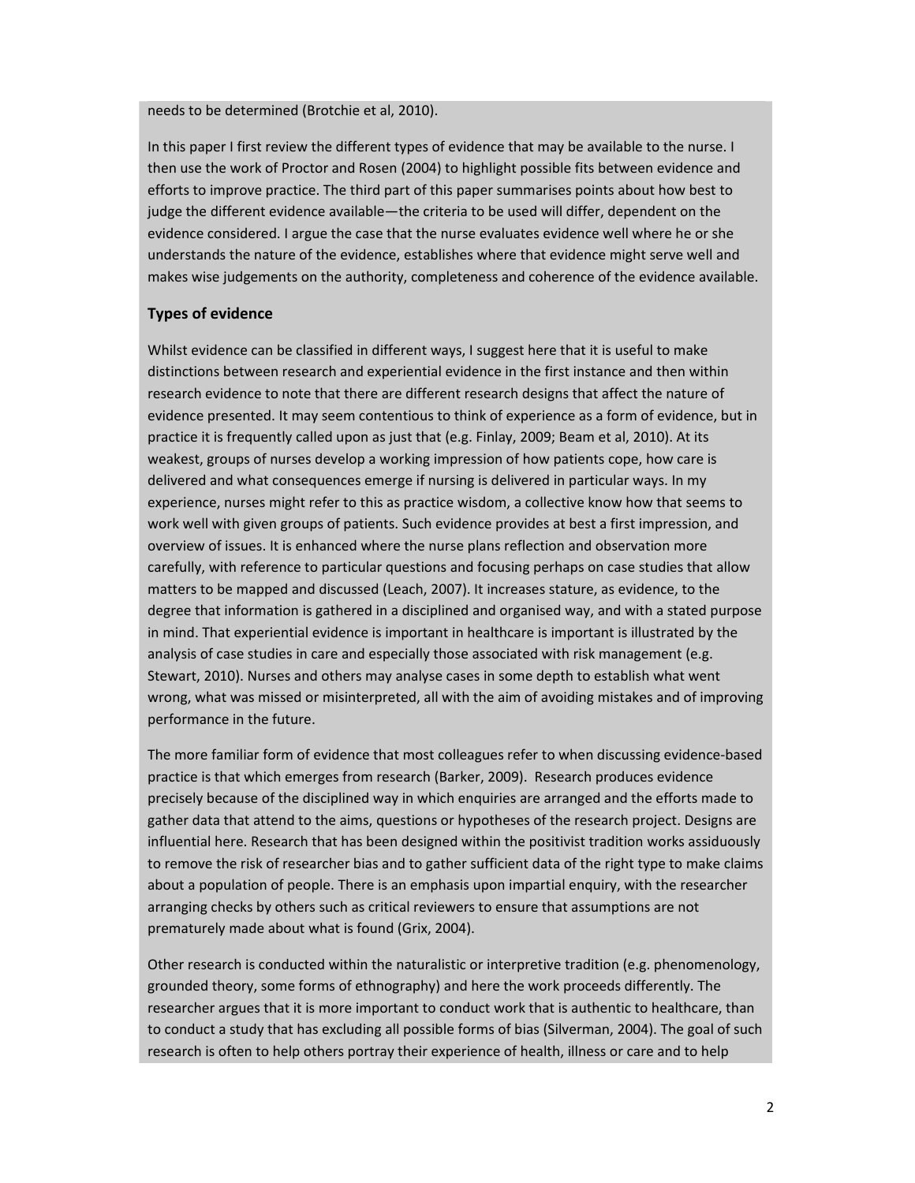needs to be determined (Brotchie et al, 2010).

In this paper I first review the different types of evidence that may be available to the nurse. I then use the work of Proctor and Rosen (2004) to highlight possible fits between evidence and efforts to improve practice. The third part of this paper summarises points about how best to judge the different evidence available—the criteria to be used will differ, dependent on the evidence considered. I argue the case that the nurse evaluates evidence well where he or she understands the nature of the evidence, establishes where that evidence might serve well and makes wise judgements on the authority, completeness and coherence of the evidence available.

## Types of evidence

Whilst evidence can be classified in different ways, I suggest here that it is useful to make distinctions between research and experiential evidence in the first instance and then within research evidence to note that there are different research designs that affect the nature of evidence presented. It may seem contentious to think of experience as a form of evidence, but in practice it is frequently called upon as just that (e.g. Finlay, 2009; Beam et al, 2010). At its weakest, groups of nurses develop a working impression of how patients cope, how care is delivered and what consequences emerge if nursing is delivered in particular ways. In my experience, nurses might refer to this as practice wisdom, a collective know how that seems to work well with given groups of patients. Such evidence provides at best a first impression, and overview of issues. It is enhanced where the nurse plans reflection and observation more carefully, with reference to particular questions and focusing perhaps on case studies that allow matters to be mapped and discussed (Leach, 2007). It increases stature, as evidence, to the degree that information is gathered in a disciplined and organised way, and with a stated purpose in mind. That experiential evidence is important in healthcare is important is illustrated by the analysis of case studies in care and especially those associated with risk management (e.g. Stewart, 2010). Nurses and others may analyse cases in some depth to establish what went wrong, what was missed or misinterpreted, all with the aim of avoiding mistakes and of improving performance in the future.

The more familiar form of evidence that most colleagues refer to when discussing evidence-based practice is that which emerges from research (Barker, 2009). Research produces evidence precisely because of the disciplined way in which enquiries are arranged and the efforts made to gather data that attend to the aims, questions or hypotheses of the research project. Designs are influential here. Research that has been designed within the positivist tradition works assiduously to remove the risk of researcher bias and to gather sufficient data of the right type to make claims about a population of people. There is an emphasis upon impartial enquiry, with the researcher arranging checks by others such as critical reviewers to ensure that assumptions are not prematurely made about what is found (Grix, 2004).

Other research is conducted within the naturalistic or interpretive tradition (e.g. phenomenology, grounded theory, some forms of ethnography) and here the work proceeds differently. The researcher argues that it is more important to conduct work that is authentic to healthcare, than to conduct a study that has excluding all possible forms of bias (Silverman, 2004). The goal of such research is often to help others portray their experience of health, illness or care and to help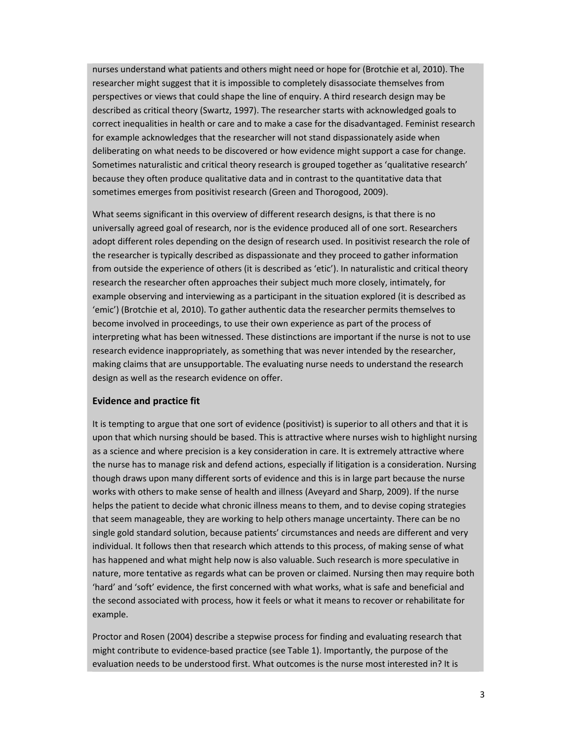nurses understand what patients and others might need or hope for (Brotchie et al, 2010). The researcher might suggest that it is impossible to completely disassociate themselves from perspectives or views that could shape the line of enquiry. A third research design may be described as critical theory (Swartz, 1997). The researcher starts with acknowledged goals to correct inequalities in health or care and to make a case for the disadvantaged. Feminist research for example acknowledges that the researcher will not stand dispassionately aside when deliberating on what needs to be discovered or how evidence might support a case for change. Sometimes naturalistic and critical theory research is grouped together as 'qualitative research' because they often produce qualitative data and in contrast to the quantitative data that sometimes emerges from positivist research (Green and Thorogood, 2009).

What seems significant in this overview of different research designs, is that there is no universally agreed goal of research, nor is the evidence produced all of one sort. Researchers adopt different roles depending on the design of research used. In positivist research the role of the researcher is typically described as dispassionate and they proceed to gather information from outside the experience of others (it is described as 'etic'). In naturalistic and critical theory research the researcher often approaches their subject much more closely, intimately, for example observing and interviewing as a participant in the situation explored (it is described as 'emic') (Brotchie et al, 2010). To gather authentic data the researcher permits themselves to become involved in proceedings, to use their own experience as part of the process of interpreting what has been witnessed. These distinctions are important if the nurse is not to use research evidence inappropriately, as something that was never intended by the researcher, making claims that are unsupportable. The evaluating nurse needs to understand the research design as well as the research evidence on offer.

### Evidence and practice fit

It is tempting to argue that one sort of evidence (positivist) is superior to all others and that it is upon that which nursing should be based. This is attractive where nurses wish to highlight nursing as a science and where precision is a key consideration in care. It is extremely attractive where the nurse has to manage risk and defend actions, especially if litigation is a consideration. Nursing though draws upon many different sorts of evidence and this is in large part because the nurse works with others to make sense of health and illness (Aveyard and Sharp, 2009). If the nurse helps the patient to decide what chronic illness means to them, and to devise coping strategies that seem manageable, they are working to help others manage uncertainty. There can be no single gold standard solution, because patients' circumstances and needs are different and very individual. It follows then that research which attends to this process, of making sense of what has happened and what might help now is also valuable. Such research is more speculative in nature, more tentative as regards what can be proven or claimed. Nursing then may require both 'hard' and 'soft' evidence, the first concerned with what works, what is safe and beneficial and the second associated with process, how it feels or what it means to recover or rehabilitate for example.

Proctor and Rosen (2004) describe a stepwise process for finding and evaluating research that might contribute to evidence-based practice (see Table 1). Importantly, the purpose of the evaluation needs to be understood first. What outcomes is the nurse most interested in? It is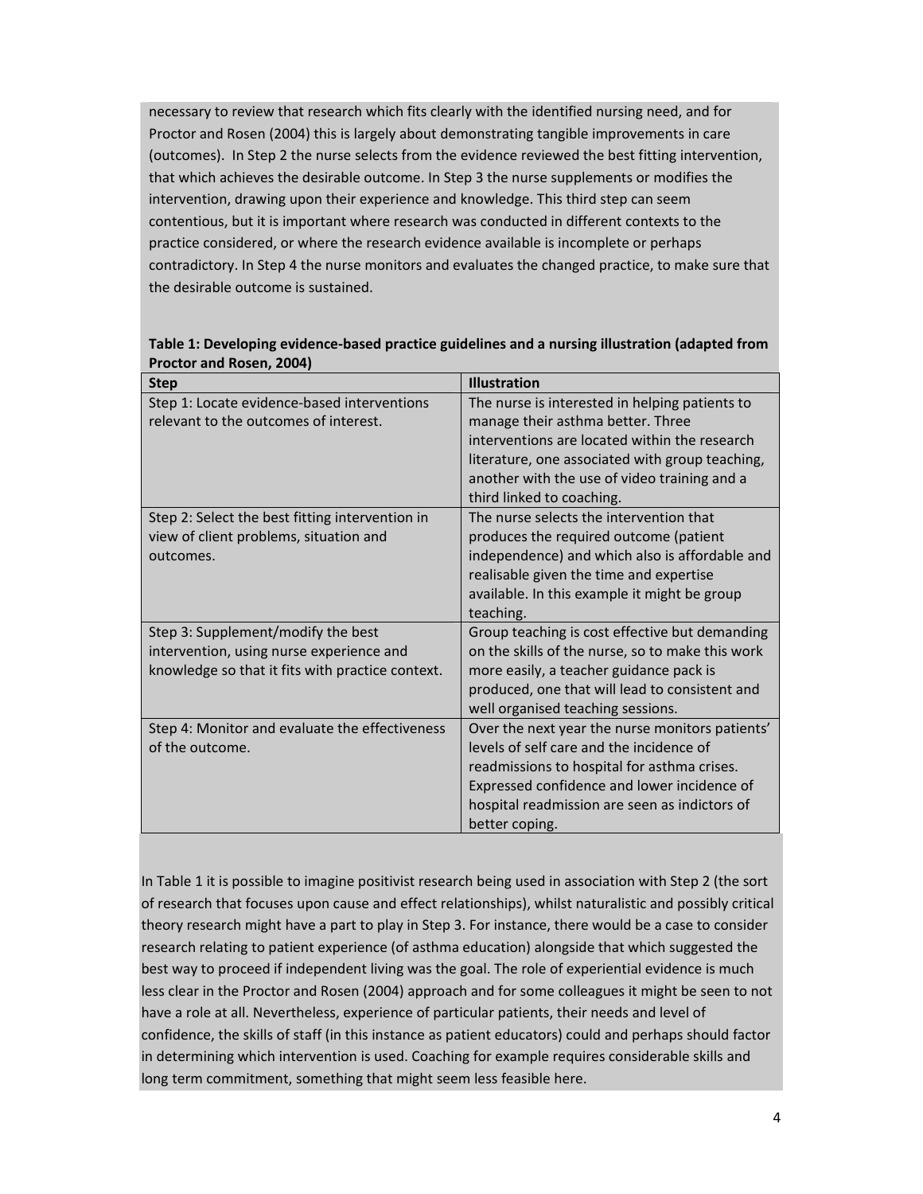necessary to review that research which fits clearly with the identified nursing need, and for Proctor and Rosen (2004) this is largely about demonstrating tangible improvements in care (outcomes). In Step 2 the nurse selects from the evidence reviewed the best fitting intervention, that which achieves the desirable outcome. In Step 3 the nurse supplements or modifies the intervention, drawing upon their experience and knowledge. This third step can seem contentious, but it is important where research was conducted in different contexts to the practice considered, or where the research evidence available is incomplete or perhaps contradictory. In Step 4 the nurse monitors and evaluates the changed practice, to make sure that the desirable outcome is sustained.

**Table 1: Developing evidence-based practice guidelines and a nursing illustration (adapted from Proctor and Rosen, 2004)**

| Step | Illustration |
|---|---|
| Step 1: Locate evidence-based interventions relevant to the outcomes of interest. | The nurse is interested in helping patients to manage their asthma better. Three interventions are located within the research literature, one associated with group teaching, another with the use of video training and a third linked to coaching. |
| Step 2: Select the best fitting intervention in view of client problems, situation and outcomes. | The nurse selects the intervention that produces the required outcome (patient independence) and which also is affordable and realisable given the time and expertise available. In this example it might be group teaching. |
| Step 3: Supplement/modify the best intervention, using nurse experience and knowledge so that it fits with practice context. | Group teaching is cost effective but demanding on the skills of the nurse, so to make this work more easily, a teacher guidance pack is produced, one that will lead to consistent and well organised teaching sessions. |
| Step 4: Monitor and evaluate the effectiveness of the outcome. | Over the next year the nurse monitors patients' levels of self care and the incidence of readmissions to hospital for asthma crises. Expressed confidence and lower incidence of hospital readmission are seen as indictors of better coping. |

In Table 1 it is possible to imagine positivist research being used in association with Step 2 (the sort of research that focuses upon cause and effect relationships), whilst naturalistic and possibly critical theory research might have a part to play in Step 3. For instance, there would be a case to consider research relating to patient experience (of asthma education) alongside that which suggested the best way to proceed if independent living was the goal. The role of experiential evidence is much less clear in the Proctor and Rosen (2004) approach and for some colleagues it might be seen to not have a role at all. Nevertheless, experience of particular patients, their needs and level of confidence, the skills of staff (in this instance as patient educators) could and perhaps should factor in determining which intervention is used. Coaching for example requires considerable skills and long term commitment, something that might seem less feasible here.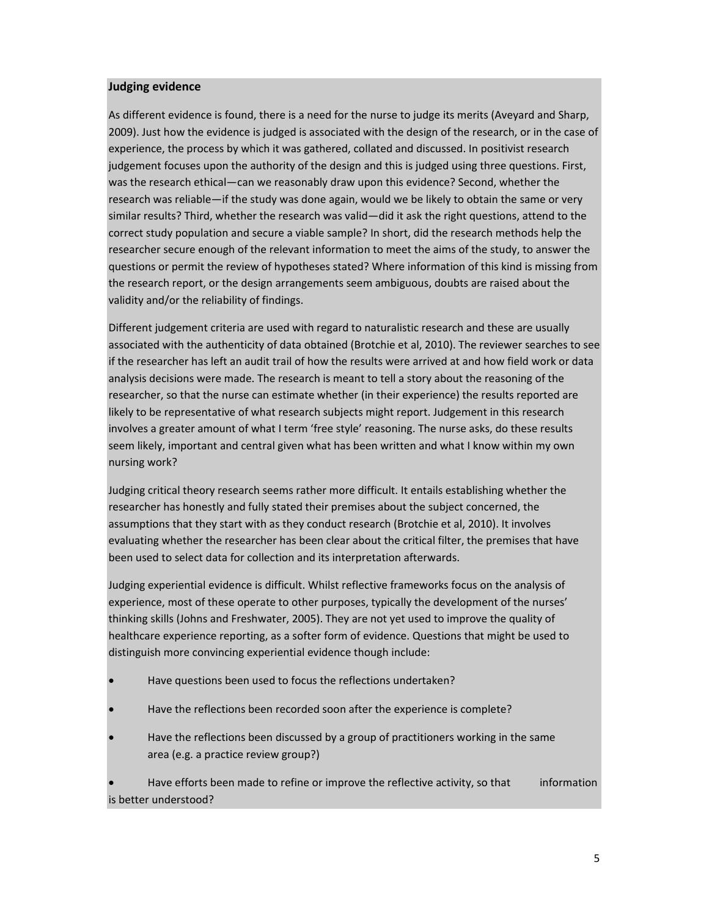**Judging evidence**

As different evidence is found, there is a need for the nurse to judge its merits (Aveyard and Sharp, 2009). Just how the evidence is judged is associated with the design of the research, or in the case of experience, the process by which it was gathered, collated and discussed. In positivist research judgement focuses upon the authority of the design and this is judged using three questions. First, was the research ethical—can we reasonably draw upon this evidence? Second, whether the research was reliable—if the study was done again, would we be likely to obtain the same or very similar results? Third, whether the research was valid—did it ask the right questions, attend to the correct study population and secure a viable sample? In short, did the research methods help the researcher secure enough of the relevant information to meet the aims of the study, to answer the questions or permit the review of hypotheses stated? Where information of this kind is missing from the research report, or the design arrangements seem ambiguous, doubts are raised about the validity and/or the reliability of findings.

Different judgement criteria are used with regard to naturalistic research and these are usually associated with the authenticity of data obtained (Brotchie et al, 2010). The reviewer searches to see if the researcher has left an audit trail of how the results were arrived at and how field work or data analysis decisions were made. The research is meant to tell a story about the reasoning of the researcher, so that the nurse can estimate whether (in their experience) the results reported are likely to be representative of what research subjects might report. Judgement in this research involves a greater amount of what I term 'free style' reasoning. The nurse asks, do these results seem likely, important and central given what has been written and what I know within my own nursing work?

Judging critical theory research seems rather more difficult. It entails establishing whether the researcher has honestly and fully stated their premises about the subject concerned, the assumptions that they start with as they conduct research (Brotchie et al, 2010). It involves evaluating whether the researcher has been clear about the critical filter, the premises that have been used to select data for collection and its interpretation afterwards.

Judging experiential evidence is difficult. Whilst reflective frameworks focus on the analysis of experience, most of these operate to other purposes, typically the development of the nurses' thinking skills (Johns and Freshwater, 2005). They are not yet used to improve the quality of healthcare experience reporting, as a softer form of evidence. Questions that might be used to distinguish more convincing experiential evidence though include:

- Have questions been used to focus the reflections undertaken?
- Have the reflections been recorded soon after the experience is complete?
- Have the reflections been discussed by a group of practitioners working in the same area (e.g. a practice review group?)
- Have efforts been made to refine or improve the reflective activity, so that information is better understood?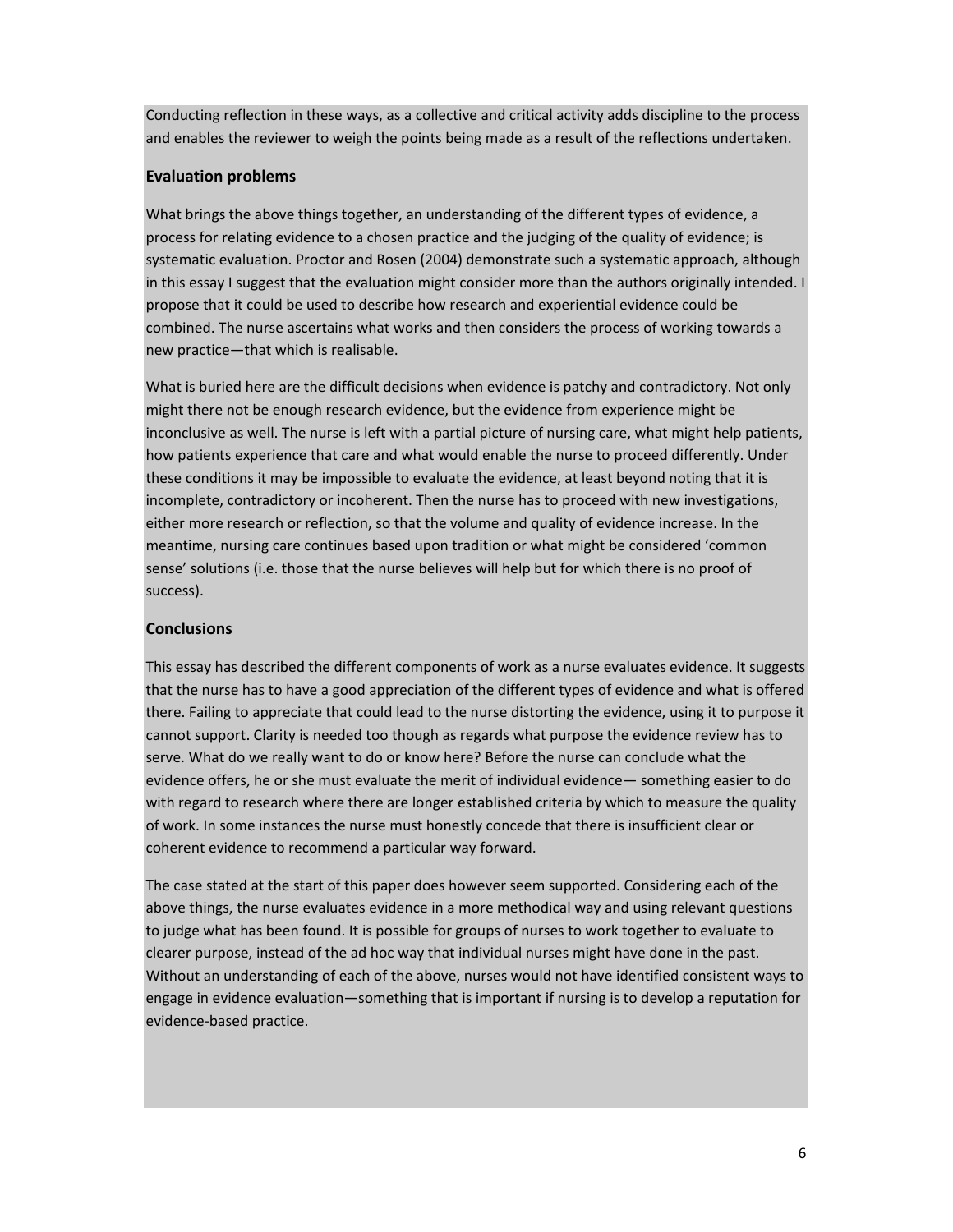Conducting reflection in these ways, as a collective and critical activity adds discipline to the process and enables the reviewer to weigh the points being made as a result of the reflections undertaken.

### Evaluation problems

What brings the above things together, an understanding of the different types of evidence, a process for relating evidence to a chosen practice and the judging of the quality of evidence; is systematic evaluation. Proctor and Rosen (2004) demonstrate such a systematic approach, although in this essay I suggest that the evaluation might consider more than the authors originally intended. I propose that it could be used to describe how research and experiential evidence could be combined. The nurse ascertains what works and then considers the process of working towards a new practice—that which is realisable.

What is buried here are the difficult decisions when evidence is patchy and contradictory. Not only might there not be enough research evidence, but the evidence from experience might be inconclusive as well. The nurse is left with a partial picture of nursing care, what might help patients, how patients experience that care and what would enable the nurse to proceed differently. Under these conditions it may be impossible to evaluate the evidence, at least beyond noting that it is incomplete, contradictory or incoherent. Then the nurse has to proceed with new investigations, either more research or reflection, so that the volume and quality of evidence increase. In the meantime, nursing care continues based upon tradition or what might be considered 'common sense' solutions (i.e. those that the nurse believes will help but for which there is no proof of success).

### Conclusions

This essay has described the different components of work as a nurse evaluates evidence. It suggests that the nurse has to have a good appreciation of the different types of evidence and what is offered there. Failing to appreciate that could lead to the nurse distorting the evidence, using it to purpose it cannot support. Clarity is needed too though as regards what purpose the evidence review has to serve. What do we really want to do or know here? Before the nurse can conclude what the evidence offers, he or she must evaluate the merit of individual evidence— something easier to do with regard to research where there are longer established criteria by which to measure the quality of work. In some instances the nurse must honestly concede that there is insufficient clear or coherent evidence to recommend a particular way forward.

The case stated at the start of this paper does however seem supported. Considering each of the above things, the nurse evaluates evidence in a more methodical way and using relevant questions to judge what has been found. It is possible for groups of nurses to work together to evaluate to clearer purpose, instead of the ad hoc way that individual nurses might have done in the past. Without an understanding of each of the above, nurses would not have identified consistent ways to engage in evidence evaluation—something that is important if nursing is to develop a reputation for evidence-based practice.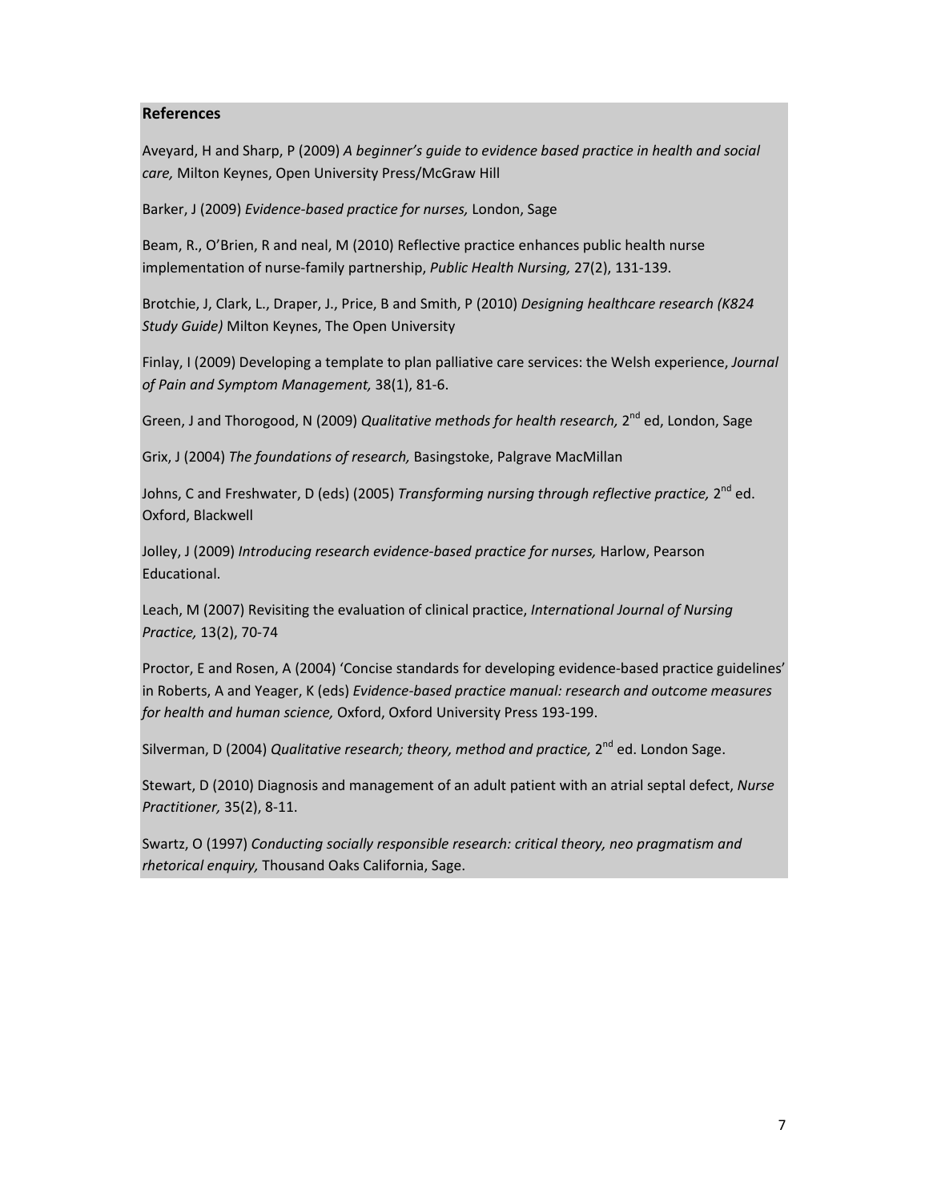**References**

Aveyard, H and Sharp, P (2009) *A beginner's guide to evidence based practice in health and social care,* Milton Keynes, Open University Press/McGraw Hill

Barker, J (2009) *Evidence-based practice for nurses,* London, Sage

Beam, R., O'Brien, R and neal, M (2010) Reflective practice enhances public health nurse implementation of nurse-family partnership, *Public Health Nursing,* 27(2), 131-139.

Brotchie, J, Clark, L., Draper, J., Price, B and Smith, P (2010) *Designing healthcare research (K824 Study Guide)* Milton Keynes, The Open University

Finlay, I (2009) Developing a template to plan palliative care services: the Welsh experience, *Journal of Pain and Symptom Management,* 38(1), 81-6.

Green, J and Thorogood, N (2009) *Qualitative methods for health research,* 2nd ed, London, Sage

Grix, J (2004) *The foundations of research,* Basingstoke, Palgrave MacMillan

Johns, C and Freshwater, D (eds) (2005) *Transforming nursing through reflective practice,* 2nd ed. Oxford, Blackwell

Jolley, J (2009) *Introducing research evidence-based practice for nurses,* Harlow, Pearson Educational.

Leach, M (2007) Revisiting the evaluation of clinical practice, *International Journal of Nursing Practice,* 13(2), 70-74

Proctor, E and Rosen, A (2004) 'Concise standards for developing evidence-based practice guidelines' in Roberts, A and Yeager, K (eds) *Evidence-based practice manual: research and outcome measures for health and human science,* Oxford, Oxford University Press 193-199.

Silverman, D (2004) *Qualitative research; theory, method and practice,* 2nd ed. London Sage.

Stewart, D (2010) Diagnosis and management of an adult patient with an atrial septal defect, *Nurse Practitioner,* 35(2), 8-11.

Swartz, O (1997) *Conducting socially responsible research: critical theory, neo pragmatism and rhetorical enquiry,* Thousand Oaks California, Sage.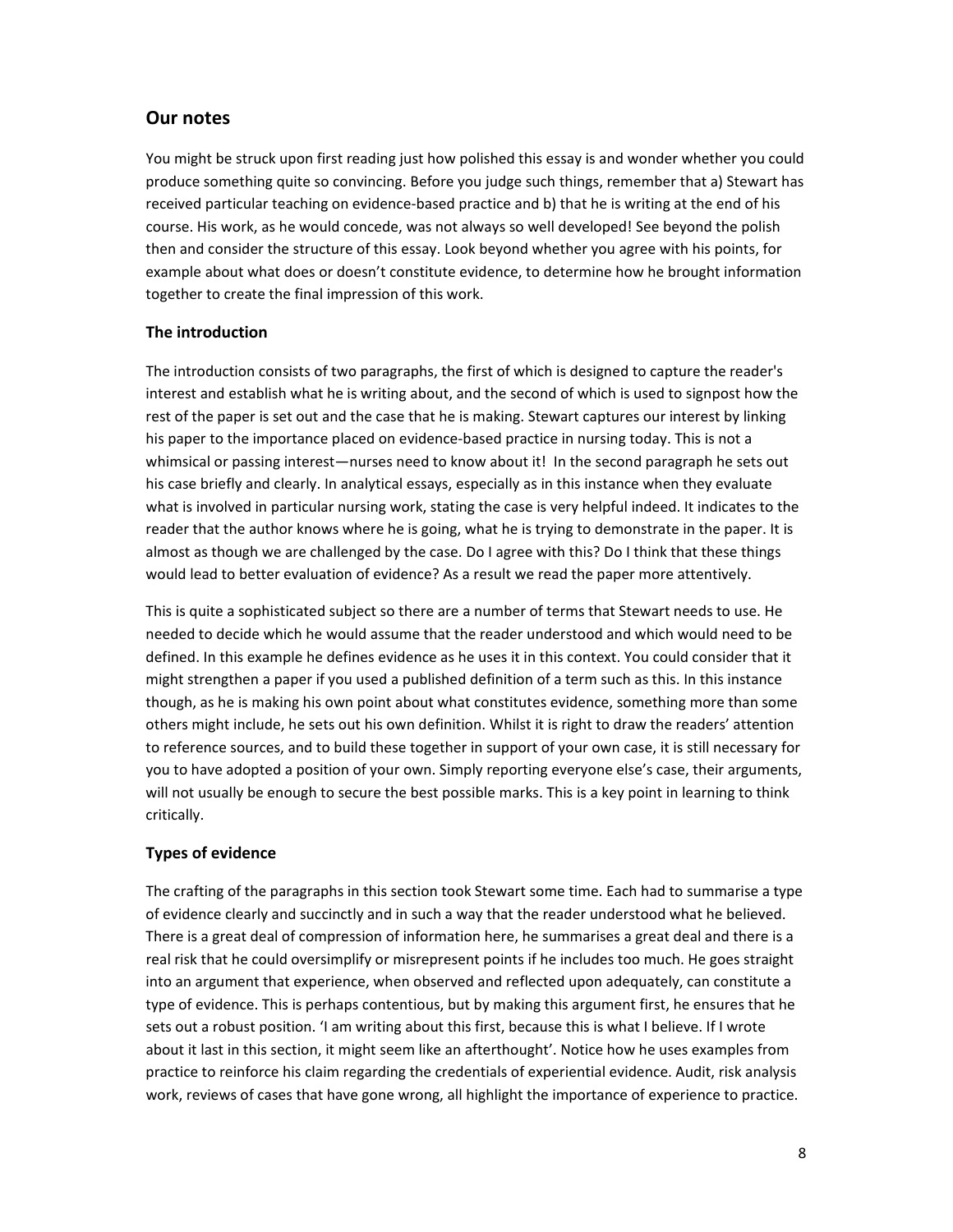## Our notes

You might be struck upon first reading just how polished this essay is and wonder whether you could produce something quite so convincing. Before you judge such things, remember that a) Stewart has received particular teaching on evidence-based practice and b) that he is writing at the end of his course. His work, as he would concede, was not always so well developed! See beyond the polish then and consider the structure of this essay. Look beyond whether you agree with his points, for example about what does or doesn't constitute evidence, to determine how he brought information together to create the final impression of this work.

### The introduction

The introduction consists of two paragraphs, the first of which is designed to capture the reader's interest and establish what he is writing about, and the second of which is used to signpost how the rest of the paper is set out and the case that he is making. Stewart captures our interest by linking his paper to the importance placed on evidence-based practice in nursing today. This is not a whimsical or passing interest—nurses need to know about it! In the second paragraph he sets out his case briefly and clearly. In analytical essays, especially as in this instance when they evaluate what is involved in particular nursing work, stating the case is very helpful indeed. It indicates to the reader that the author knows where he is going, what he is trying to demonstrate in the paper. It is almost as though we are challenged by the case. Do I agree with this? Do I think that these things would lead to better evaluation of evidence? As a result we read the paper more attentively.

This is quite a sophisticated subject so there are a number of terms that Stewart needs to use. He needed to decide which he would assume that the reader understood and which would need to be defined. In this example he defines evidence as he uses it in this context. You could consider that it might strengthen a paper if you used a published definition of a term such as this. In this instance though, as he is making his own point about what constitutes evidence, something more than some others might include, he sets out his own definition. Whilst it is right to draw the readers' attention to reference sources, and to build these together in support of your own case, it is still necessary for you to have adopted a position of your own. Simply reporting everyone else's case, their arguments, will not usually be enough to secure the best possible marks. This is a key point in learning to think critically.

### Types of evidence

The crafting of the paragraphs in this section took Stewart some time. Each had to summarise a type of evidence clearly and succinctly and in such a way that the reader understood what he believed. There is a great deal of compression of information here, he summarises a great deal and there is a real risk that he could oversimplify or misrepresent points if he includes too much. He goes straight into an argument that experience, when observed and reflected upon adequately, can constitute a type of evidence. This is perhaps contentious, but by making this argument first, he ensures that he sets out a robust position. 'I am writing about this first, because this is what I believe. If I wrote about it last in this section, it might seem like an afterthought'. Notice how he uses examples from practice to reinforce his claim regarding the credentials of experiential evidence. Audit, risk analysis work, reviews of cases that have gone wrong, all highlight the importance of experience to practice.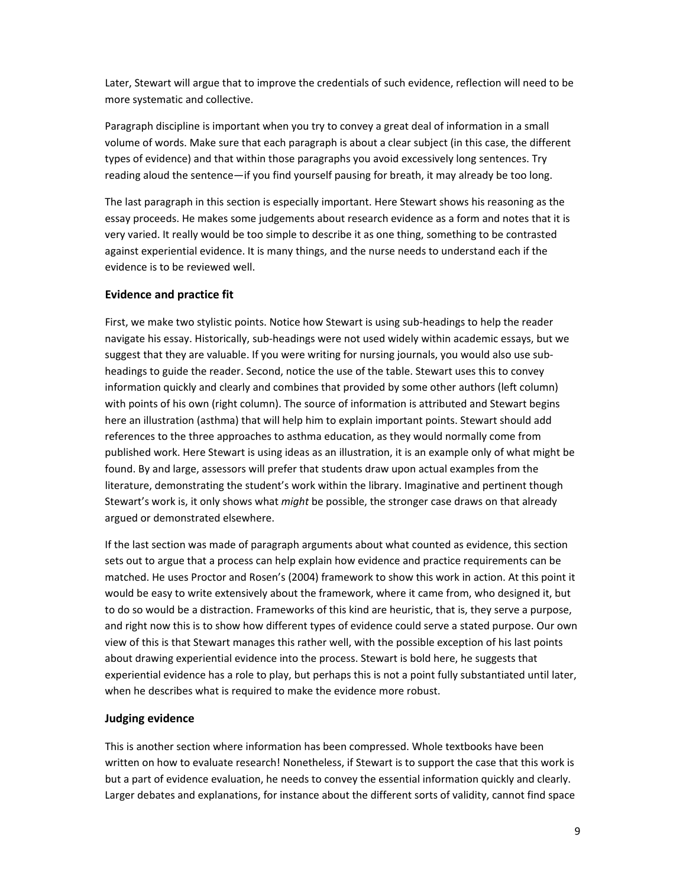Later, Stewart will argue that to improve the credentials of such evidence, reflection will need to be more systematic and collective.

Paragraph discipline is important when you try to convey a great deal of information in a small volume of words. Make sure that each paragraph is about a clear subject (in this case, the different types of evidence) and that within those paragraphs you avoid excessively long sentences. Try reading aloud the sentence—if you find yourself pausing for breath, it may already be too long.

The last paragraph in this section is especially important. Here Stewart shows his reasoning as the essay proceeds. He makes some judgements about research evidence as a form and notes that it is very varied. It really would be too simple to describe it as one thing, something to be contrasted against experiential evidence. It is many things, and the nurse needs to understand each if the evidence is to be reviewed well.

### Evidence and practice fit

First, we make two stylistic points. Notice how Stewart is using sub-headings to help the reader navigate his essay. Historically, sub-headings were not used widely within academic essays, but we suggest that they are valuable. If you were writing for nursing journals, you would also use sub-headings to guide the reader. Second, notice the use of the table. Stewart uses this to convey information quickly and clearly and combines that provided by some other authors (left column) with points of his own (right column). The source of information is attributed and Stewart begins here an illustration (asthma) that will help him to explain important points. Stewart should add references to the three approaches to asthma education, as they would normally come from published work. Here Stewart is using ideas as an illustration, it is an example only of what might be found. By and large, assessors will prefer that students draw upon actual examples from the literature, demonstrating the student's work within the library. Imaginative and pertinent though Stewart's work is, it only shows what *might* be possible, the stronger case draws on that already argued or demonstrated elsewhere.

If the last section was made of paragraph arguments about what counted as evidence, this section sets out to argue that a process can help explain how evidence and practice requirements can be matched. He uses Proctor and Rosen's (2004) framework to show this work in action. At this point it would be easy to write extensively about the framework, where it came from, who designed it, but to do so would be a distraction. Frameworks of this kind are heuristic, that is, they serve a purpose, and right now this is to show how different types of evidence could serve a stated purpose. Our own view of this is that Stewart manages this rather well, with the possible exception of his last points about drawing experiential evidence into the process. Stewart is bold here, he suggests that experiential evidence has a role to play, but perhaps this is not a point fully substantiated until later, when he describes what is required to make the evidence more robust.

### Judging evidence

This is another section where information has been compressed. Whole textbooks have been written on how to evaluate research! Nonetheless, if Stewart is to support the case that this work is but a part of evidence evaluation, he needs to convey the essential information quickly and clearly. Larger debates and explanations, for instance about the different sorts of validity, cannot find space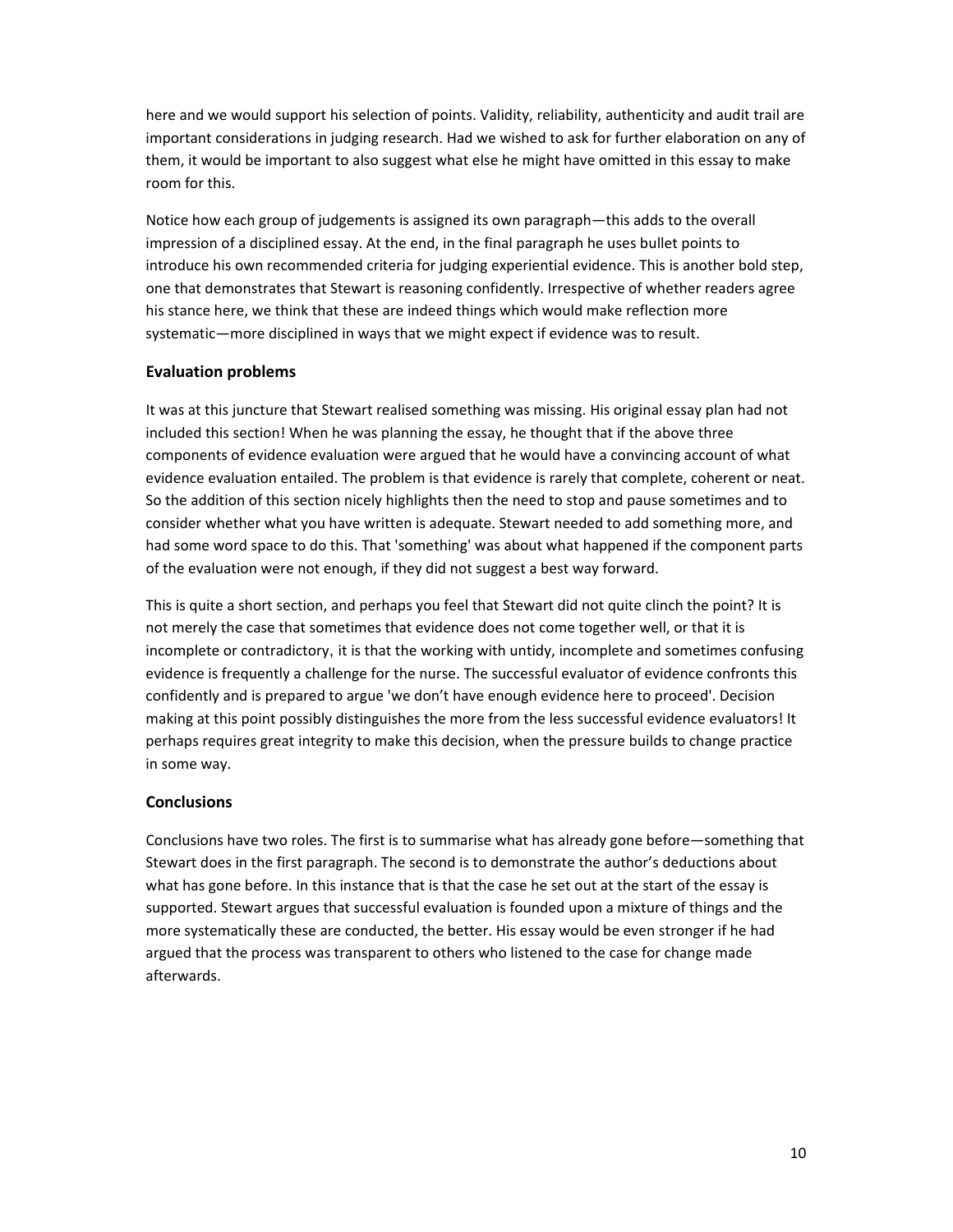here and we would support his selection of points. Validity, reliability, authenticity and audit trail are important considerations in judging research. Had we wished to ask for further elaboration on any of them, it would be important to also suggest what else he might have omitted in this essay to make room for this.

Notice how each group of judgements is assigned its own paragraph—this adds to the overall impression of a disciplined essay. At the end, in the final paragraph he uses bullet points to introduce his own recommended criteria for judging experiential evidence. This is another bold step, one that demonstrates that Stewart is reasoning confidently. Irrespective of whether readers agree his stance here, we think that these are indeed things which would make reflection more systematic—more disciplined in ways that we might expect if evidence was to result.

### Evaluation problems

It was at this juncture that Stewart realised something was missing. His original essay plan had not included this section! When he was planning the essay, he thought that if the above three components of evidence evaluation were argued that he would have a convincing account of what evidence evaluation entailed. The problem is that evidence is rarely that complete, coherent or neat. So the addition of this section nicely highlights then the need to stop and pause sometimes and to consider whether what you have written is adequate. Stewart needed to add something more, and had some word space to do this. That 'something' was about what happened if the component parts of the evaluation were not enough, if they did not suggest a best way forward.

This is quite a short section, and perhaps you feel that Stewart did not quite clinch the point? It is not merely the case that sometimes that evidence does not come together well, or that it is incomplete or contradictory, it is that the working with untidy, incomplete and sometimes confusing evidence is frequently a challenge for the nurse. The successful evaluator of evidence confronts this confidently and is prepared to argue 'we don't have enough evidence here to proceed'. Decision making at this point possibly distinguishes the more from the less successful evidence evaluators! It perhaps requires great integrity to make this decision, when the pressure builds to change practice in some way.

### Conclusions

Conclusions have two roles. The first is to summarise what has already gone before—something that Stewart does in the first paragraph. The second is to demonstrate the author's deductions about what has gone before. In this instance that is that the case he set out at the start of the essay is supported. Stewart argues that successful evaluation is founded upon a mixture of things and the more systematically these are conducted, the better. His essay would be even stronger if he had argued that the process was transparent to others who listened to the case for change made afterwards.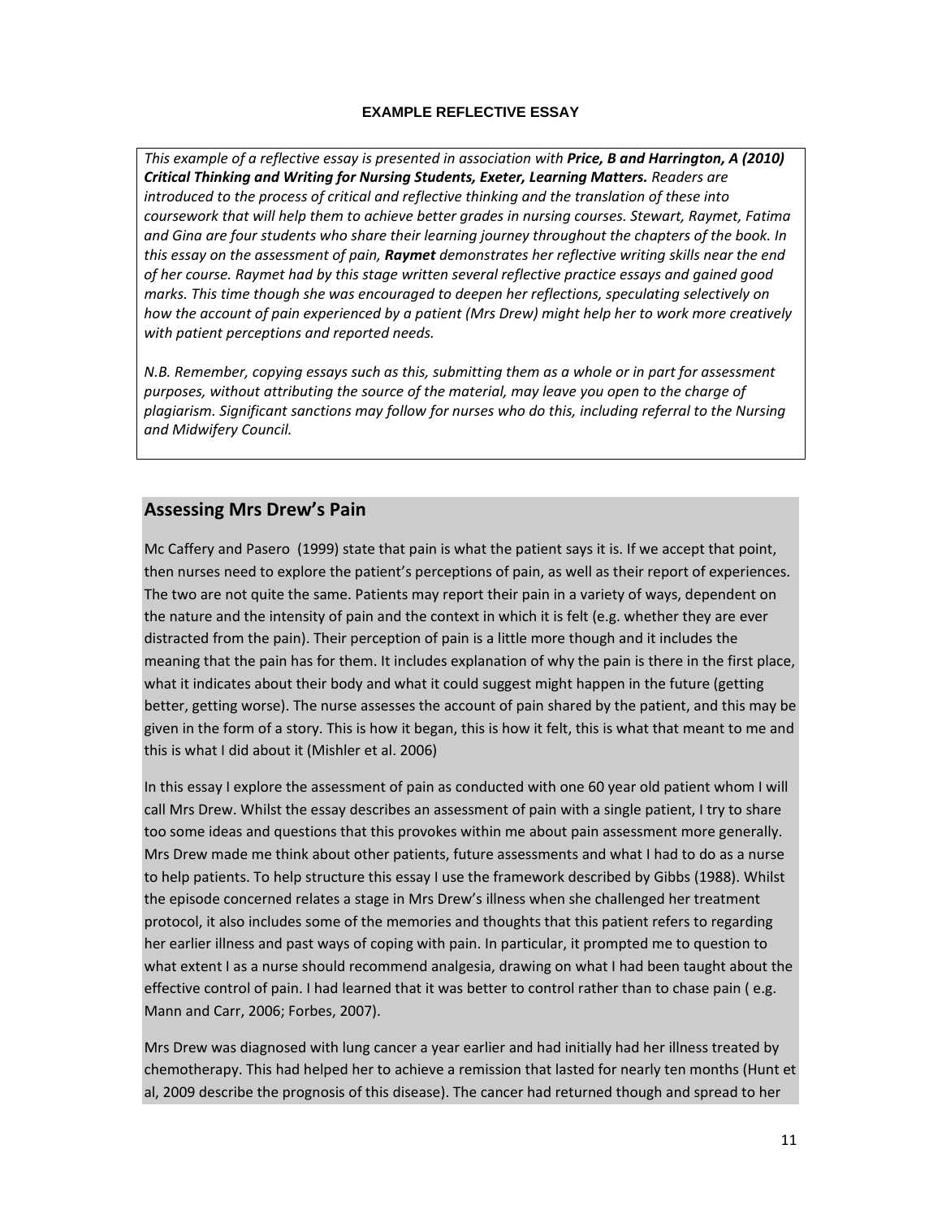**EXAMPLE REFLECTIVE ESSAY**

*This example of a reflective essay is presented in association with **Price, B and Harrington, A (2010) Critical Thinking and Writing for Nursing Students, Exeter, Learning Matters.** Readers are introduced to the process of critical and reflective thinking and the translation of these into coursework that will help them to achieve better grades in nursing courses. Stewart, Raymet, Fatima and Gina are four students who share their learning journey throughout the chapters of the book. In this essay on the assessment of pain, **Raymet** demonstrates her reflective writing skills near the end of her course. Raymet had by this stage written several reflective practice essays and gained good marks. This time though she was encouraged to deepen her reflections, speculating selectively on how the account of pain experienced by a patient (Mrs Drew) might help her to work more creatively with patient perceptions and reported needs.*

*N.B. Remember, copying essays such as this, submitting them as a whole or in part for assessment purposes, without attributing the source of the material, may leave you open to the charge of plagiarism. Significant sanctions may follow for nurses who do this, including referral to the Nursing and Midwifery Council.*

## Assessing Mrs Drew's Pain

Mc Caffery and Pasero (1999) state that pain is what the patient says it is. If we accept that point, then nurses need to explore the patient's perceptions of pain, as well as their report of experiences. The two are not quite the same. Patients may report their pain in a variety of ways, dependent on the nature and the intensity of pain and the context in which it is felt (e.g. whether they are ever distracted from the pain). Their perception of pain is a little more though and it includes the meaning that the pain has for them. It includes explanation of why the pain is there in the first place, what it indicates about their body and what it could suggest might happen in the future (getting better, getting worse). The nurse assesses the account of pain shared by the patient, and this may be given in the form of a story. This is how it began, this is how it felt, this is what that meant to me and this is what I did about it (Mishler et al. 2006)

In this essay I explore the assessment of pain as conducted with one 60 year old patient whom I will call Mrs Drew. Whilst the essay describes an assessment of pain with a single patient, I try to share too some ideas and questions that this provokes within me about pain assessment more generally. Mrs Drew made me think about other patients, future assessments and what I had to do as a nurse to help patients. To help structure this essay I use the framework described by Gibbs (1988). Whilst the episode concerned relates a stage in Mrs Drew's illness when she challenged her treatment protocol, it also includes some of the memories and thoughts that this patient refers to regarding her earlier illness and past ways of coping with pain. In particular, it prompted me to question to what extent I as a nurse should recommend analgesia, drawing on what I had been taught about the effective control of pain. I had learned that it was better to control rather than to chase pain ( e.g. Mann and Carr, 2006; Forbes, 2007).

Mrs Drew was diagnosed with lung cancer a year earlier and had initially had her illness treated by chemotherapy. This had helped her to achieve a remission that lasted for nearly ten months (Hunt et al, 2009 describe the prognosis of this disease). The cancer had returned though and spread to her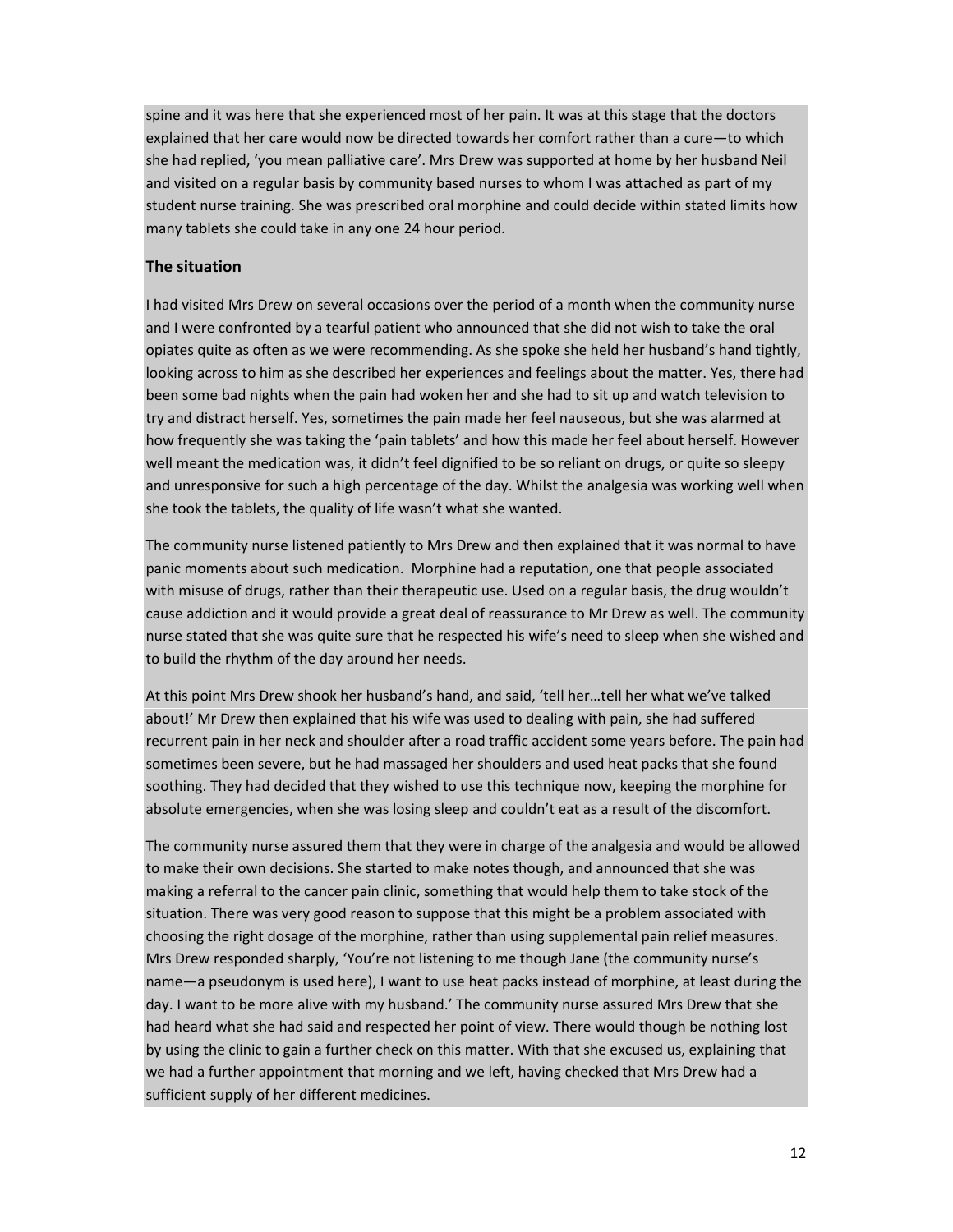spine and it was here that she experienced most of her pain. It was at this stage that the doctors explained that her care would now be directed towards her comfort rather than a cure—to which she had replied, 'you mean palliative care'. Mrs Drew was supported at home by her husband Neil and visited on a regular basis by community based nurses to whom I was attached as part of my student nurse training. She was prescribed oral morphine and could decide within stated limits how many tablets she could take in any one 24 hour period.

**The situation**

I had visited Mrs Drew on several occasions over the period of a month when the community nurse and I were confronted by a tearful patient who announced that she did not wish to take the oral opiates quite as often as we were recommending. As she spoke she held her husband's hand tightly, looking across to him as she described her experiences and feelings about the matter. Yes, there had been some bad nights when the pain had woken her and she had to sit up and watch television to try and distract herself. Yes, sometimes the pain made her feel nauseous, but she was alarmed at how frequently she was taking the 'pain tablets' and how this made her feel about herself. However well meant the medication was, it didn't feel dignified to be so reliant on drugs, or quite so sleepy and unresponsive for such a high percentage of the day. Whilst the analgesia was working well when she took the tablets, the quality of life wasn't what she wanted.

The community nurse listened patiently to Mrs Drew and then explained that it was normal to have panic moments about such medication. Morphine had a reputation, one that people associated with misuse of drugs, rather than their therapeutic use. Used on a regular basis, the drug wouldn't cause addiction and it would provide a great deal of reassurance to Mr Drew as well. The community nurse stated that she was quite sure that he respected his wife's need to sleep when she wished and to build the rhythm of the day around her needs.

At this point Mrs Drew shook her husband's hand, and said, 'tell her…tell her what we've talked about!' Mr Drew then explained that his wife was used to dealing with pain, she had suffered recurrent pain in her neck and shoulder after a road traffic accident some years before. The pain had sometimes been severe, but he had massaged her shoulders and used heat packs that she found soothing. They had decided that they wished to use this technique now, keeping the morphine for absolute emergencies, when she was losing sleep and couldn't eat as a result of the discomfort.

The community nurse assured them that they were in charge of the analgesia and would be allowed to make their own decisions. She started to make notes though, and announced that she was making a referral to the cancer pain clinic, something that would help them to take stock of the situation. There was very good reason to suppose that this might be a problem associated with choosing the right dosage of the morphine, rather than using supplemental pain relief measures. Mrs Drew responded sharply, 'You're not listening to me though Jane (the community nurse's name—a pseudonym is used here), I want to use heat packs instead of morphine, at least during the day. I want to be more alive with my husband.' The community nurse assured Mrs Drew that she had heard what she had said and respected her point of view. There would though be nothing lost by using the clinic to gain a further check on this matter. With that she excused us, explaining that we had a further appointment that morning and we left, having checked that Mrs Drew had a sufficient supply of her different medicines.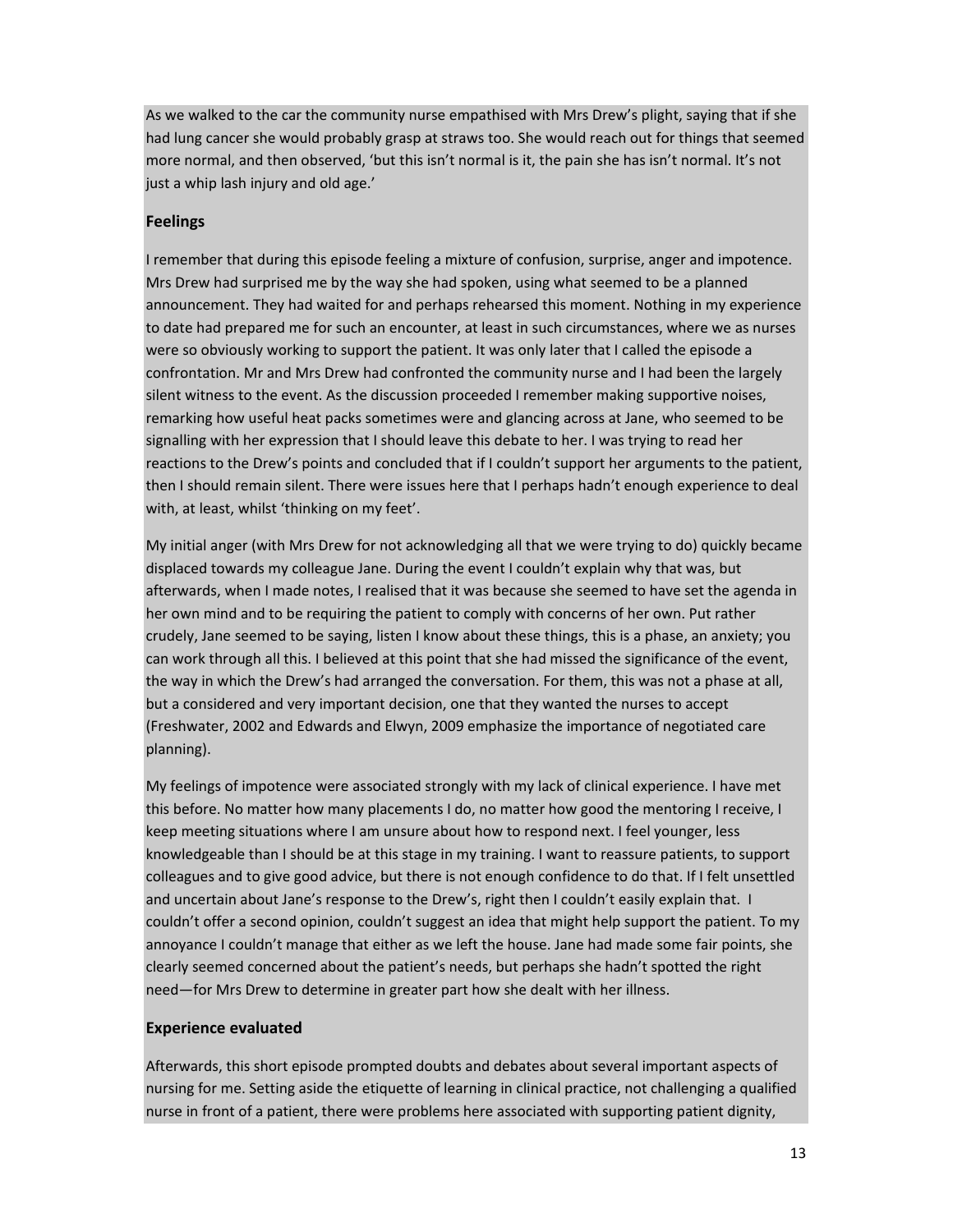As we walked to the car the community nurse empathised with Mrs Drew's plight, saying that if she had lung cancer she would probably grasp at straws too. She would reach out for things that seemed more normal, and then observed, 'but this isn't normal is it, the pain she has isn't normal. It's not just a whip lash injury and old age.'

## Feelings

I remember that during this episode feeling a mixture of confusion, surprise, anger and impotence. Mrs Drew had surprised me by the way she had spoken, using what seemed to be a planned announcement. They had waited for and perhaps rehearsed this moment. Nothing in my experience to date had prepared me for such an encounter, at least in such circumstances, where we as nurses were so obviously working to support the patient. It was only later that I called the episode a confrontation. Mr and Mrs Drew had confronted the community nurse and I had been the largely silent witness to the event. As the discussion proceeded I remember making supportive noises, remarking how useful heat packs sometimes were and glancing across at Jane, who seemed to be signalling with her expression that I should leave this debate to her. I was trying to read her reactions to the Drew's points and concluded that if I couldn't support her arguments to the patient, then I should remain silent. There were issues here that I perhaps hadn't enough experience to deal with, at least, whilst 'thinking on my feet'.

My initial anger (with Mrs Drew for not acknowledging all that we were trying to do) quickly became displaced towards my colleague Jane. During the event I couldn't explain why that was, but afterwards, when I made notes, I realised that it was because she seemed to have set the agenda in her own mind and to be requiring the patient to comply with concerns of her own. Put rather crudely, Jane seemed to be saying, listen I know about these things, this is a phase, an anxiety; you can work through all this. I believed at this point that she had missed the significance of the event, the way in which the Drew's had arranged the conversation. For them, this was not a phase at all, but a considered and very important decision, one that they wanted the nurses to accept (Freshwater, 2002 and Edwards and Elwyn, 2009 emphasize the importance of negotiated care planning).

My feelings of impotence were associated strongly with my lack of clinical experience. I have met this before. No matter how many placements I do, no matter how good the mentoring I receive, I keep meeting situations where I am unsure about how to respond next. I feel younger, less knowledgeable than I should be at this stage in my training. I want to reassure patients, to support colleagues and to give good advice, but there is not enough confidence to do that. If I felt unsettled and uncertain about Jane's response to the Drew's, right then I couldn't easily explain that. I couldn't offer a second opinion, couldn't suggest an idea that might help support the patient. To my annoyance I couldn't manage that either as we left the house. Jane had made some fair points, she clearly seemed concerned about the patient's needs, but perhaps she hadn't spotted the right need—for Mrs Drew to determine in greater part how she dealt with her illness.

## Experience evaluated

Afterwards, this short episode prompted doubts and debates about several important aspects of nursing for me. Setting aside the etiquette of learning in clinical practice, not challenging a qualified nurse in front of a patient, there were problems here associated with supporting patient dignity,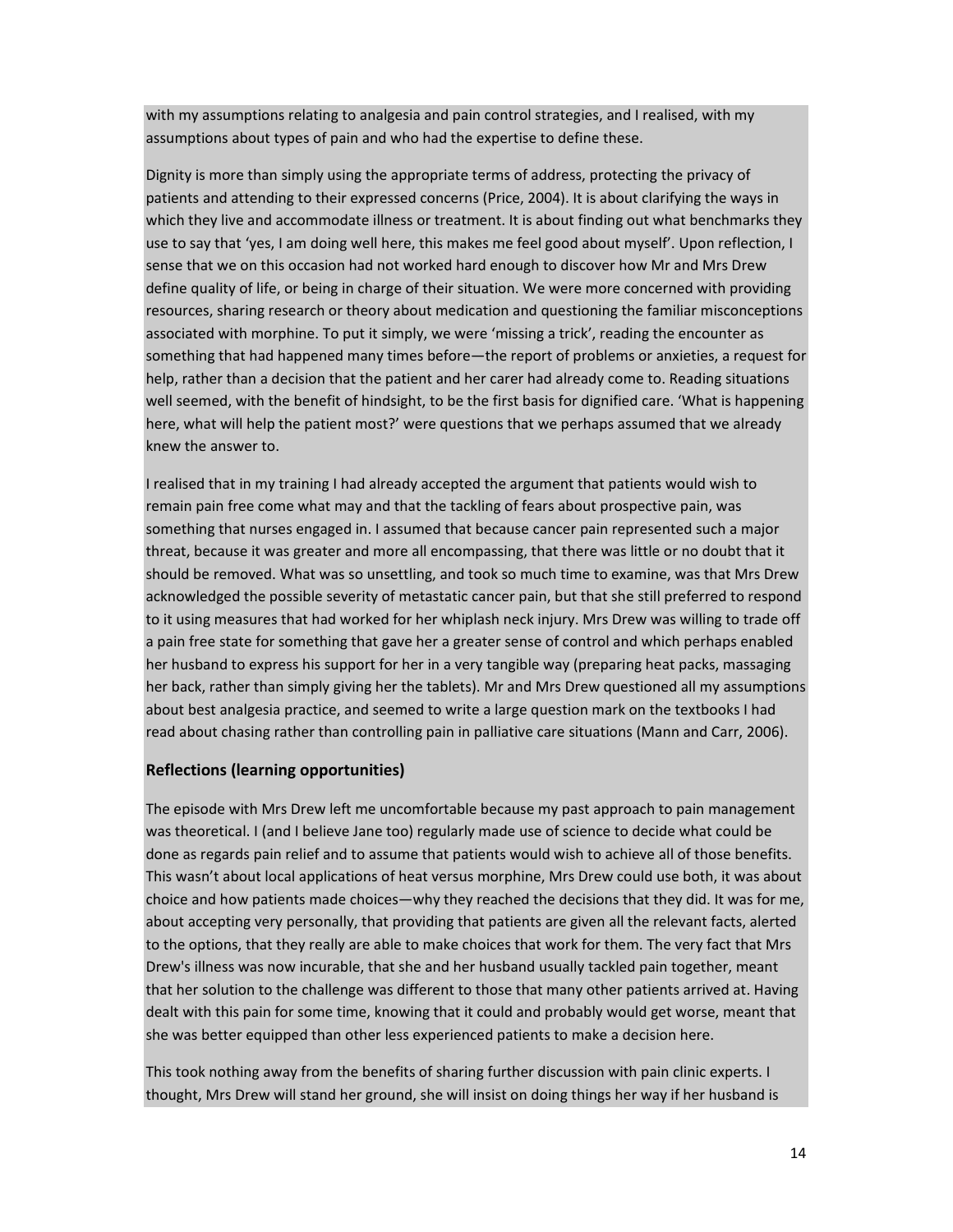with my assumptions relating to analgesia and pain control strategies, and I realised, with my assumptions about types of pain and who had the expertise to define these.

Dignity is more than simply using the appropriate terms of address, protecting the privacy of patients and attending to their expressed concerns (Price, 2004). It is about clarifying the ways in which they live and accommodate illness or treatment. It is about finding out what benchmarks they use to say that 'yes, I am doing well here, this makes me feel good about myself'. Upon reflection, I sense that we on this occasion had not worked hard enough to discover how Mr and Mrs Drew define quality of life, or being in charge of their situation. We were more concerned with providing resources, sharing research or theory about medication and questioning the familiar misconceptions associated with morphine. To put it simply, we were 'missing a trick', reading the encounter as something that had happened many times before—the report of problems or anxieties, a request for help, rather than a decision that the patient and her carer had already come to. Reading situations well seemed, with the benefit of hindsight, to be the first basis for dignified care. 'What is happening here, what will help the patient most?' were questions that we perhaps assumed that we already knew the answer to.

I realised that in my training I had already accepted the argument that patients would wish to remain pain free come what may and that the tackling of fears about prospective pain, was something that nurses engaged in. I assumed that because cancer pain represented such a major threat, because it was greater and more all encompassing, that there was little or no doubt that it should be removed. What was so unsettling, and took so much time to examine, was that Mrs Drew acknowledged the possible severity of metastatic cancer pain, but that she still preferred to respond to it using measures that had worked for her whiplash neck injury. Mrs Drew was willing to trade off a pain free state for something that gave her a greater sense of control and which perhaps enabled her husband to express his support for her in a very tangible way (preparing heat packs, massaging her back, rather than simply giving her the tablets). Mr and Mrs Drew questioned all my assumptions about best analgesia practice, and seemed to write a large question mark on the textbooks I had read about chasing rather than controlling pain in palliative care situations (Mann and Carr, 2006).

## Reflections (learning opportunities)

The episode with Mrs Drew left me uncomfortable because my past approach to pain management was theoretical. I (and I believe Jane too) regularly made use of science to decide what could be done as regards pain relief and to assume that patients would wish to achieve all of those benefits. This wasn't about local applications of heat versus morphine, Mrs Drew could use both, it was about choice and how patients made choices—why they reached the decisions that they did. It was for me, about accepting very personally, that providing that patients are given all the relevant facts, alerted to the options, that they really are able to make choices that work for them. The very fact that Mrs Drew's illness was now incurable, that she and her husband usually tackled pain together, meant that her solution to the challenge was different to those that many other patients arrived at. Having dealt with this pain for some time, knowing that it could and probably would get worse, meant that she was better equipped than other less experienced patients to make a decision here.

This took nothing away from the benefits of sharing further discussion with pain clinic experts. I thought, Mrs Drew will stand her ground, she will insist on doing things her way if her husband is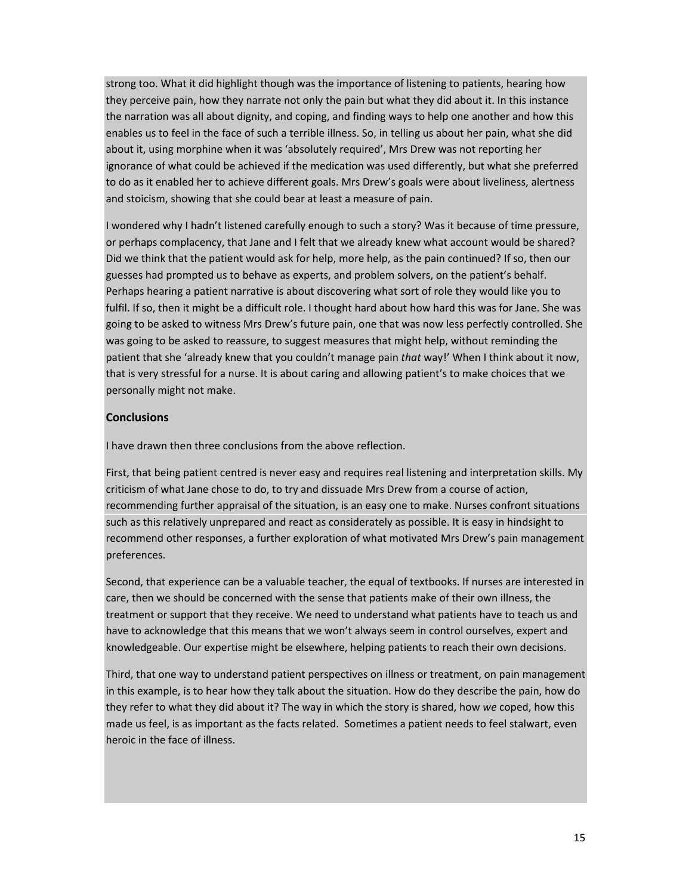strong too. What it did highlight though was the importance of listening to patients, hearing how they perceive pain, how they narrate not only the pain but what they did about it. In this instance the narration was all about dignity, and coping, and finding ways to help one another and how this enables us to feel in the face of such a terrible illness. So, in telling us about her pain, what she did about it, using morphine when it was 'absolutely required', Mrs Drew was not reporting her ignorance of what could be achieved if the medication was used differently, but what she preferred to do as it enabled her to achieve different goals. Mrs Drew's goals were about liveliness, alertness and stoicism, showing that she could bear at least a measure of pain.

I wondered why I hadn't listened carefully enough to such a story? Was it because of time pressure, or perhaps complacency, that Jane and I felt that we already knew what account would be shared? Did we think that the patient would ask for help, more help, as the pain continued? If so, then our guesses had prompted us to behave as experts, and problem solvers, on the patient's behalf. Perhaps hearing a patient narrative is about discovering what sort of role they would like you to fulfil. If so, then it might be a difficult role. I thought hard about how hard this was for Jane. She was going to be asked to witness Mrs Drew's future pain, one that was now less perfectly controlled. She was going to be asked to reassure, to suggest measures that might help, without reminding the patient that she 'already knew that you couldn't manage pain *that* way!' When I think about it now, that is very stressful for a nurse. It is about caring and allowing patient's to make choices that we personally might not make.

## Conclusions

I have drawn then three conclusions from the above reflection.

First, that being patient centred is never easy and requires real listening and interpretation skills. My criticism of what Jane chose to do, to try and dissuade Mrs Drew from a course of action, recommending further appraisal of the situation, is an easy one to make. Nurses confront situations such as this relatively unprepared and react as considerately as possible. It is easy in hindsight to recommend other responses, a further exploration of what motivated Mrs Drew's pain management preferences.

Second, that experience can be a valuable teacher, the equal of textbooks. If nurses are interested in care, then we should be concerned with the sense that patients make of their own illness, the treatment or support that they receive. We need to understand what patients have to teach us and have to acknowledge that this means that we won't always seem in control ourselves, expert and knowledgeable. Our expertise might be elsewhere, helping patients to reach their own decisions.

Third, that one way to understand patient perspectives on illness or treatment, on pain management in this example, is to hear how they talk about the situation. How do they describe the pain, how do they refer to what they did about it? The way in which the story is shared, how *we* coped, how this made us feel, is as important as the facts related. Sometimes a patient needs to feel stalwart, even heroic in the face of illness.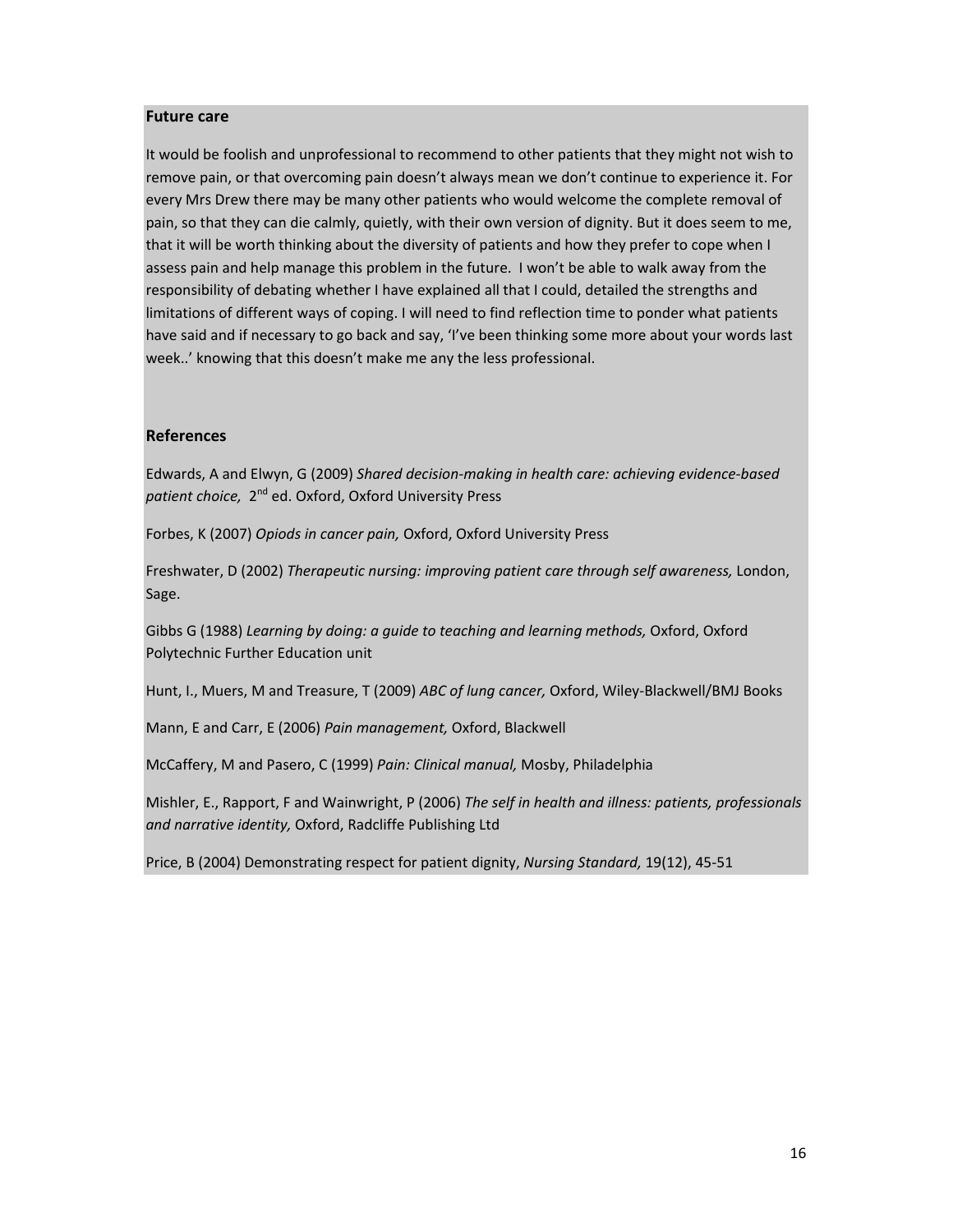**Future care**

It would be foolish and unprofessional to recommend to other patients that they might not wish to remove pain, or that overcoming pain doesn't always mean we don't continue to experience it. For every Mrs Drew there may be many other patients who would welcome the complete removal of pain, so that they can die calmly, quietly, with their own version of dignity. But it does seem to me, that it will be worth thinking about the diversity of patients and how they prefer to cope when I assess pain and help manage this problem in the future. I won't be able to walk away from the responsibility of debating whether I have explained all that I could, detailed the strengths and limitations of different ways of coping. I will need to find reflection time to ponder what patients have said and if necessary to go back and say, 'I've been thinking some more about your words last week..' knowing that this doesn't make me any the less professional.

**References**

Edwards, A and Elwyn, G (2009) *Shared decision-making in health care: achieving evidence-based patient choice,* 2nd ed. Oxford, Oxford University Press

Forbes, K (2007) *Opiods in cancer pain,* Oxford, Oxford University Press

Freshwater, D (2002) *Therapeutic nursing: improving patient care through self awareness,* London, Sage.

Gibbs G (1988) *Learning by doing: a guide to teaching and learning methods,* Oxford, Oxford Polytechnic Further Education unit

Hunt, I., Muers, M and Treasure, T (2009) *ABC of lung cancer,* Oxford, Wiley-Blackwell/BMJ Books

Mann, E and Carr, E (2006) *Pain management,* Oxford, Blackwell

McCaffery, M and Pasero, C (1999) *Pain: Clinical manual,* Mosby, Philadelphia

Mishler, E., Rapport, F and Wainwright, P (2006) *The self in health and illness: patients, professionals and narrative identity,* Oxford, Radcliffe Publishing Ltd

Price, B (2004) Demonstrating respect for patient dignity, *Nursing Standard,* 19(12), 45-51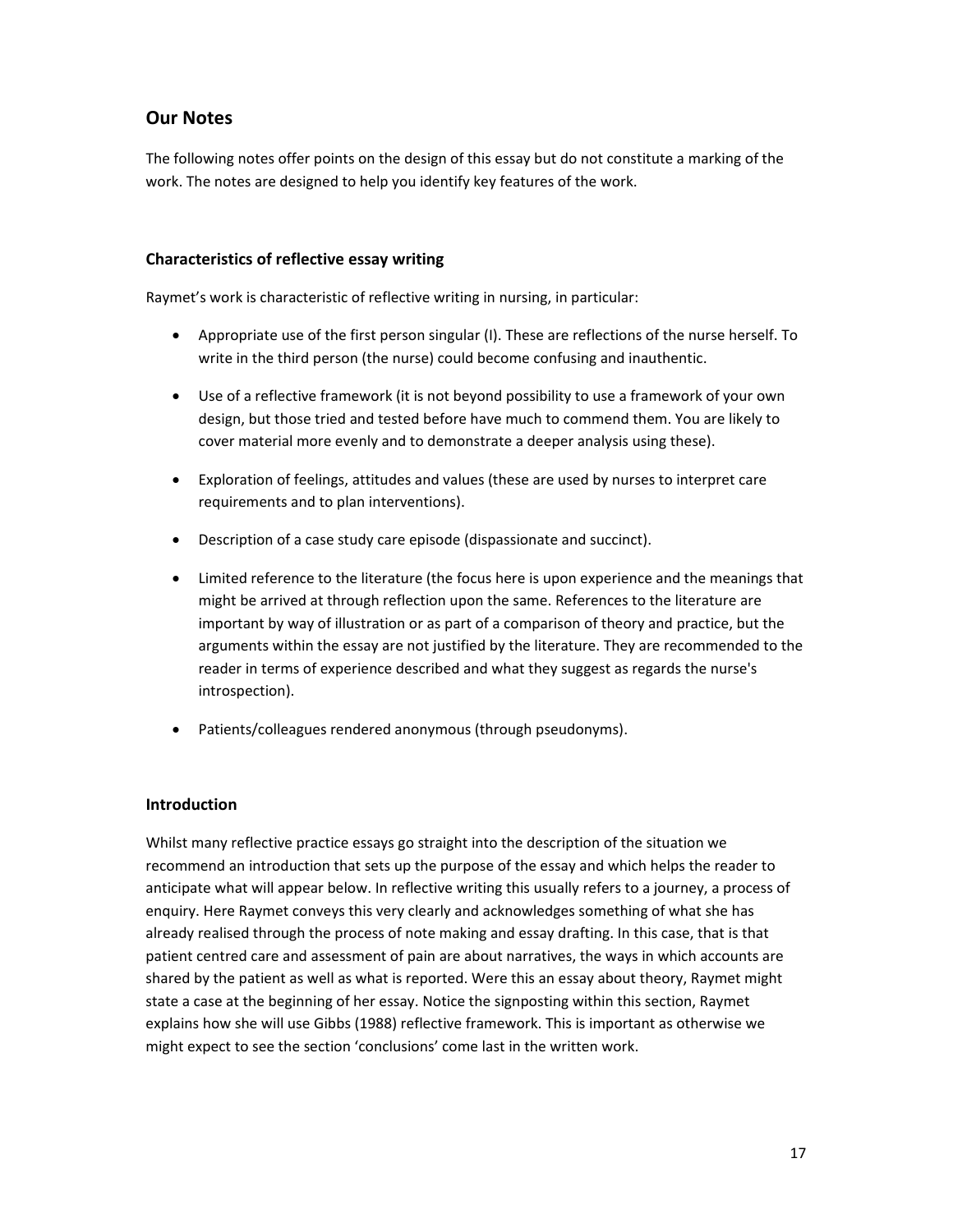## Our Notes

The following notes offer points on the design of this essay but do not constitute a marking of the work. The notes are designed to help you identify key features of the work.

### Characteristics of reflective essay writing

Raymet's work is characteristic of reflective writing in nursing, in particular:

- Appropriate use of the first person singular (I). These are reflections of the nurse herself. To write in the third person (the nurse) could become confusing and inauthentic.
- Use of a reflective framework (it is not beyond possibility to use a framework of your own design, but those tried and tested before have much to commend them. You are likely to cover material more evenly and to demonstrate a deeper analysis using these).
- Exploration of feelings, attitudes and values (these are used by nurses to interpret care requirements and to plan interventions).
- Description of a case study care episode (dispassionate and succinct).
- Limited reference to the literature (the focus here is upon experience and the meanings that might be arrived at through reflection upon the same. References to the literature are important by way of illustration or as part of a comparison of theory and practice, but the arguments within the essay are not justified by the literature. They are recommended to the reader in terms of experience described and what they suggest as regards the nurse's introspection).
- Patients/colleagues rendered anonymous (through pseudonyms).

### Introduction

Whilst many reflective practice essays go straight into the description of the situation we recommend an introduction that sets up the purpose of the essay and which helps the reader to anticipate what will appear below. In reflective writing this usually refers to a journey, a process of enquiry. Here Raymet conveys this very clearly and acknowledges something of what she has already realised through the process of note making and essay drafting. In this case, that is that patient centred care and assessment of pain are about narratives, the ways in which accounts are shared by the patient as well as what is reported. Were this an essay about theory, Raymet might state a case at the beginning of her essay. Notice the signposting within this section, Raymet explains how she will use Gibbs (1988) reflective framework. This is important as otherwise we might expect to see the section 'conclusions' come last in the written work.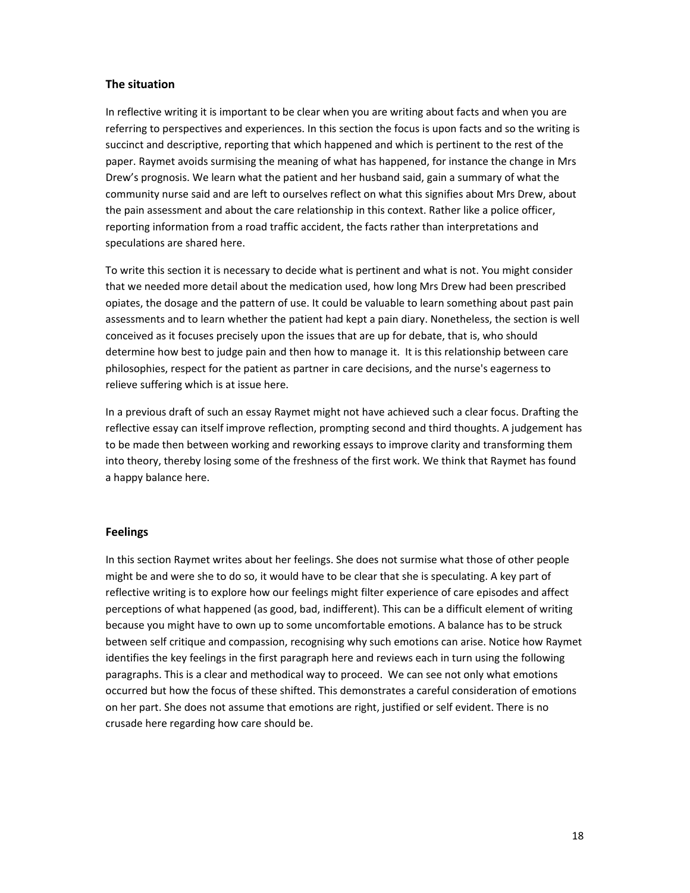## The situation

In reflective writing it is important to be clear when you are writing about facts and when you are referring to perspectives and experiences. In this section the focus is upon facts and so the writing is succinct and descriptive, reporting that which happened and which is pertinent to the rest of the paper. Raymet avoids surmising the meaning of what has happened, for instance the change in Mrs Drew's prognosis. We learn what the patient and her husband said, gain a summary of what the community nurse said and are left to ourselves reflect on what this signifies about Mrs Drew, about the pain assessment and about the care relationship in this context. Rather like a police officer, reporting information from a road traffic accident, the facts rather than interpretations and speculations are shared here.

To write this section it is necessary to decide what is pertinent and what is not. You might consider that we needed more detail about the medication used, how long Mrs Drew had been prescribed opiates, the dosage and the pattern of use. It could be valuable to learn something about past pain assessments and to learn whether the patient had kept a pain diary. Nonetheless, the section is well conceived as it focuses precisely upon the issues that are up for debate, that is, who should determine how best to judge pain and then how to manage it. It is this relationship between care philosophies, respect for the patient as partner in care decisions, and the nurse's eagerness to relieve suffering which is at issue here.

In a previous draft of such an essay Raymet might not have achieved such a clear focus. Drafting the reflective essay can itself improve reflection, prompting second and third thoughts. A judgement has to be made then between working and reworking essays to improve clarity and transforming them into theory, thereby losing some of the freshness of the first work. We think that Raymet has found a happy balance here.

## Feelings

In this section Raymet writes about her feelings. She does not surmise what those of other people might be and were she to do so, it would have to be clear that she is speculating. A key part of reflective writing is to explore how our feelings might filter experience of care episodes and affect perceptions of what happened (as good, bad, indifferent). This can be a difficult element of writing because you might have to own up to some uncomfortable emotions. A balance has to be struck between self critique and compassion, recognising why such emotions can arise. Notice how Raymet identifies the key feelings in the first paragraph here and reviews each in turn using the following paragraphs. This is a clear and methodical way to proceed. We can see not only what emotions occurred but how the focus of these shifted. This demonstrates a careful consideration of emotions on her part. She does not assume that emotions are right, justified or self evident. There is no crusade here regarding how care should be.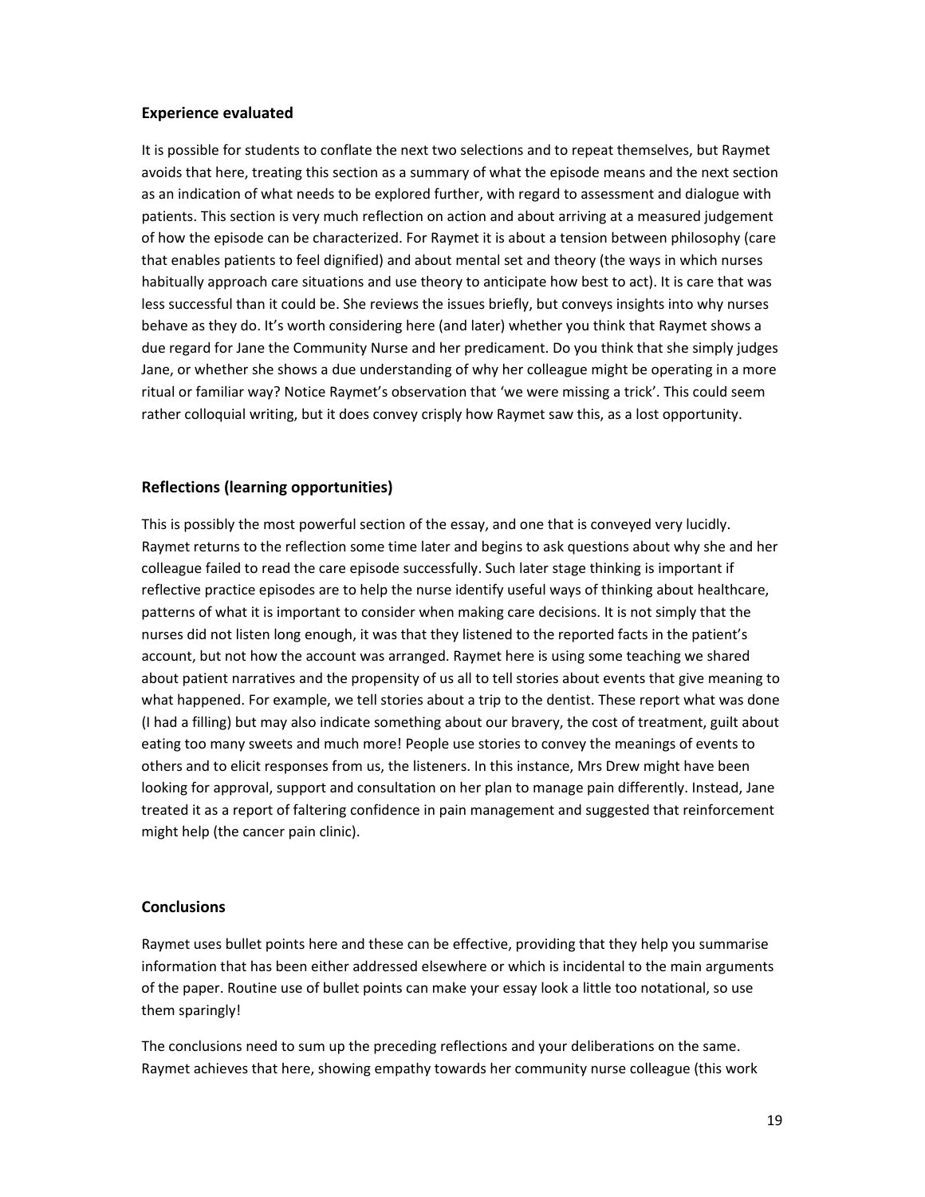### Experience evaluated

It is possible for students to conflate the next two selections and to repeat themselves, but Raymet avoids that here, treating this section as a summary of what the episode means and the next section as an indication of what needs to be explored further, with regard to assessment and dialogue with patients. This section is very much reflection on action and about arriving at a measured judgement of how the episode can be characterized. For Raymet it is about a tension between philosophy (care that enables patients to feel dignified) and about mental set and theory (the ways in which nurses habitually approach care situations and use theory to anticipate how best to act). It is care that was less successful than it could be. She reviews the issues briefly, but conveys insights into why nurses behave as they do. It's worth considering here (and later) whether you think that Raymet shows a due regard for Jane the Community Nurse and her predicament. Do you think that she simply judges Jane, or whether she shows a due understanding of why her colleague might be operating in a more ritual or familiar way? Notice Raymet's observation that 'we were missing a trick'. This could seem rather colloquial writing, but it does convey crisply how Raymet saw this, as a lost opportunity.

### Reflections (learning opportunities)

This is possibly the most powerful section of the essay, and one that is conveyed very lucidly. Raymet returns to the reflection some time later and begins to ask questions about why she and her colleague failed to read the care episode successfully. Such later stage thinking is important if reflective practice episodes are to help the nurse identify useful ways of thinking about healthcare, patterns of what it is important to consider when making care decisions. It is not simply that the nurses did not listen long enough, it was that they listened to the reported facts in the patient's account, but not how the account was arranged. Raymet here is using some teaching we shared about patient narratives and the propensity of us all to tell stories about events that give meaning to what happened. For example, we tell stories about a trip to the dentist. These report what was done (I had a filling) but may also indicate something about our bravery, the cost of treatment, guilt about eating too many sweets and much more! People use stories to convey the meanings of events to others and to elicit responses from us, the listeners. In this instance, Mrs Drew might have been looking for approval, support and consultation on her plan to manage pain differently. Instead, Jane treated it as a report of faltering confidence in pain management and suggested that reinforcement might help (the cancer pain clinic).

### Conclusions

Raymet uses bullet points here and these can be effective, providing that they help you summarise information that has been either addressed elsewhere or which is incidental to the main arguments of the paper. Routine use of bullet points can make your essay look a little too notational, so use them sparingly!

The conclusions need to sum up the preceding reflections and your deliberations on the same. Raymet achieves that here, showing empathy towards her community nurse colleague (this work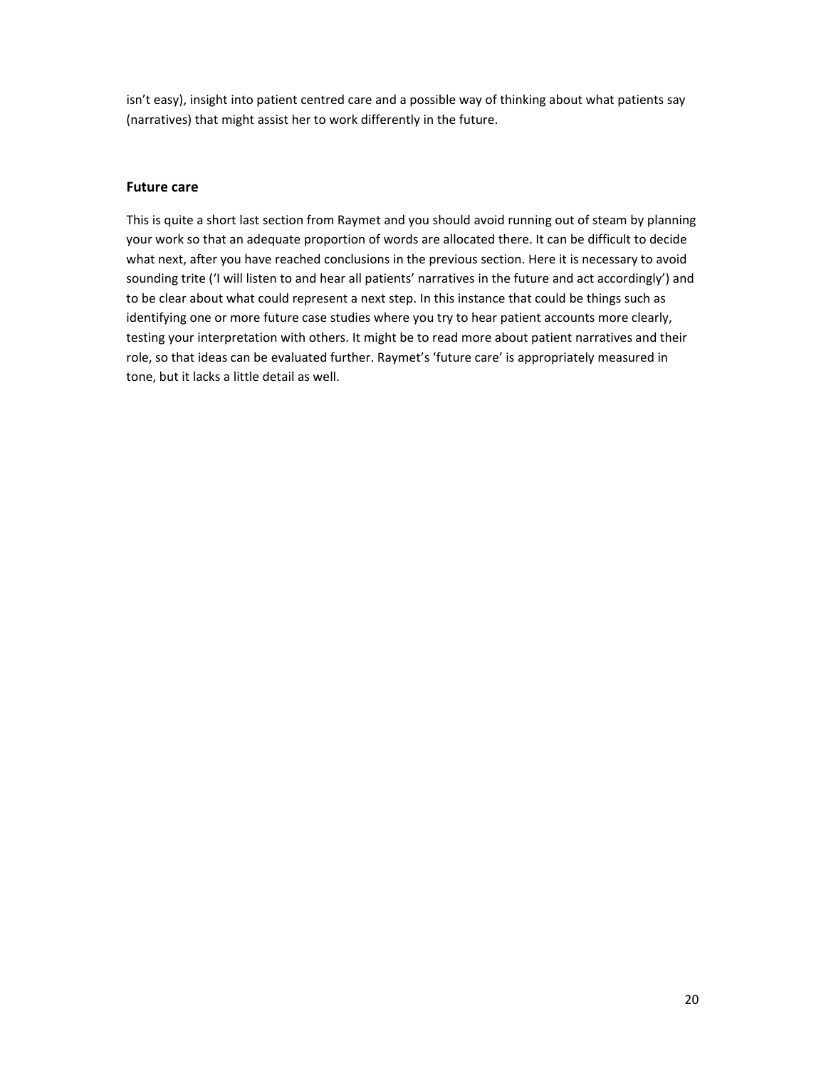isn't easy), insight into patient centred care and a possible way of thinking about what patients say (narratives) that might assist her to work differently in the future.

### Future care

This is quite a short last section from Raymet and you should avoid running out of steam by planning your work so that an adequate proportion of words are allocated there. It can be difficult to decide what next, after you have reached conclusions in the previous section. Here it is necessary to avoid sounding trite ('I will listen to and hear all patients' narratives in the future and act accordingly') and to be clear about what could represent a next step. In this instance that could be things such as identifying one or more future case studies where you try to hear patient accounts more clearly, testing your interpretation with others. It might be to read more about patient narratives and their role, so that ideas can be evaluated further. Raymet's 'future care' is appropriately measured in tone, but it lacks a little detail as well.